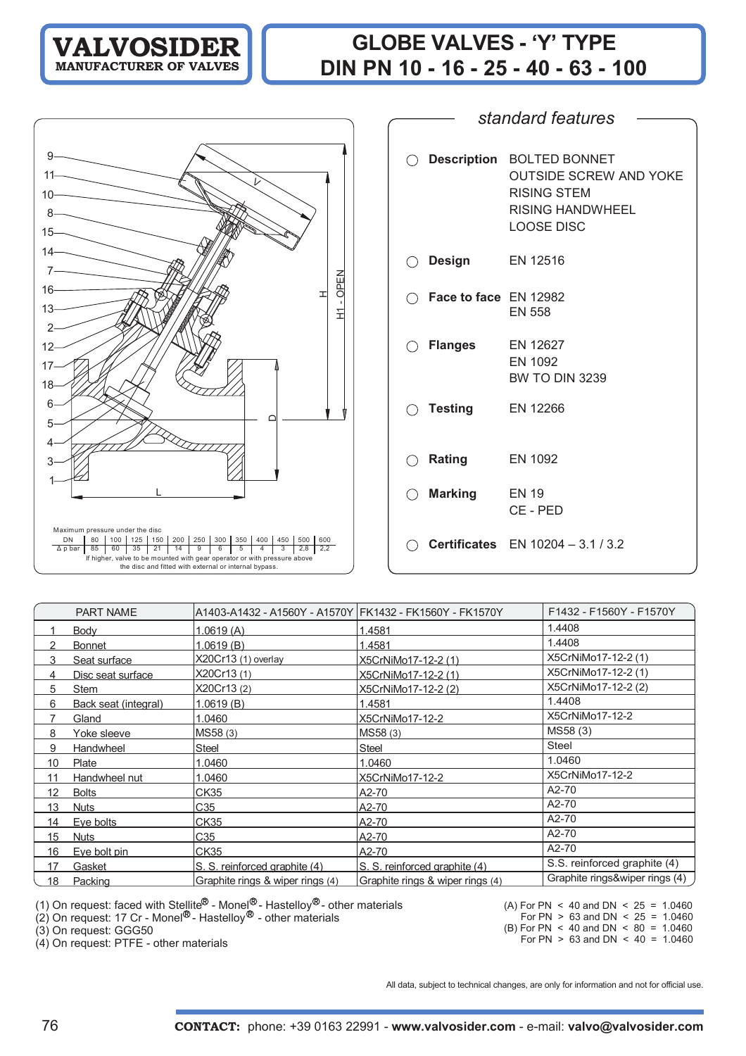# VALVOSIDER
MANUFACTURER OF VALVES

# GLOBE VALVES - 'Y' TYPE
# DIN PN 10 - 16 - 25 - 40 - 63 - 100

Maximum pressure under the disc

| DN | 80 | 100 | 125 | 150 | 200 | 250 | 300 | 350 | 400 | 450 | 500 | 600 |
|---|---|---|---|---|---|---|---|---|---|---|---|---|
| Δ p bar | 85 | 60 | 35 | 21 | 14 | 9 | 6 | 5 | 4 | 3 | 2,8 | 2,2 |

If higher, valve to be mounted with gear operator or with pressure above the disc and fitted with external or internal bypass.

## *standard features*

- **Description** BOLTED BONNET  
  OUTSIDE SCREW AND YOKE  
  RISING STEM  
  RISING HANDWHEEL  
  LOOSE DISC
- **Design** EN 12516
- **Face to face** EN 12982  
  EN 558
- **Flanges** EN 12627  
  EN 1092  
  BW TO DIN 3239
- **Testing** EN 12266
- **Rating** EN 1092
- **Marking** EN 19  
  CE - PED
- **Certificates** EN 10204 – 3.1 / 3.2

| | PART NAME | A1403-A1432 - A1560Y - A1570Y | FK1432 - FK1560Y - FK1570Y | F1432 - F1560Y - F1570Y |
|---|---|---|---|---|
| 1 | Body | 1.0619 (A) | 1.4581 | 1.4408 |
| 2 | Bonnet | 1.0619 (B) | 1.4581 | 1.4408 |
| 3 | Seat surface | X20Cr13 (1) overlay | X5CrNiMo17-12-2 (1) | X5CrNiMo17-12-2 (1) |
| 4 | Disc seat surface | X20Cr13 (1) | X5CrNiMo17-12-2 (1) | X5CrNiMo17-12-2 (1) |
| 5 | Stem | X20Cr13 (2) | X5CrNiMo17-12-2 (2) | X5CrNiMo17-12-2 (2) |
| 6 | Back seat (integral) | 1.0619 (B) | 1.4581 | 1.4408 |
| 7 | Gland | 1.0460 | X5CrNiMo17-12-2 | X5CrNiMo17-12-2 |
| 8 | Yoke sleeve | MS58 (3) | MS58 (3) | MS58 (3) |
| 9 | Handwheel | Steel | Steel | Steel |
| 10 | Plate | 1.0460 | 1.0460 | 1.0460 |
| 11 | Handwheel nut | 1.0460 | X5CrNiMo17-12-2 | X5CrNiMo17-12-2 |
| 12 | Bolts | CK35 | A2-70 | A2-70 |
| 13 | Nuts | C35 | A2-70 | A2-70 |
| 14 | Eye bolts | CK35 | A2-70 | A2-70 |
| 15 | Nuts | C35 | A2-70 | A2-70 |
| 16 | Eye bolt pin | CK35 | A2-70 | A2-70 |
| 17 | Gasket | S. S. reinforced graphite (4) | S. S. reinforced graphite (4) | S.S. reinforced graphite (4) |
| 18 | Packing | Graphite rings & wiper rings (4) | Graphite rings & wiper rings (4) | Graphite rings&wiper rings (4) |

(1) On request: faced with Stellite® - Monel® - Hastelloy® - other materials  
(2) On request: 17 Cr - Monel® - Hastelloy® - other materials  
(3) On request: GGG50  
(4) On request: PTFE - other materials

(A) For PN < 40 and DN < 25 = 1.0460  
For PN > 63 and DN < 25 = 1.0460  
(B) For PN < 40 and DN < 80 = 1.0460  
For PN > 63 and DN < 40 = 1.0460

All data, subject to technical changes, are only for information and not for official use.

**CONTACT:** phone: +39 0163 22991 - **www.valvosider.com** - e-mail: **valvo@valvosider.com**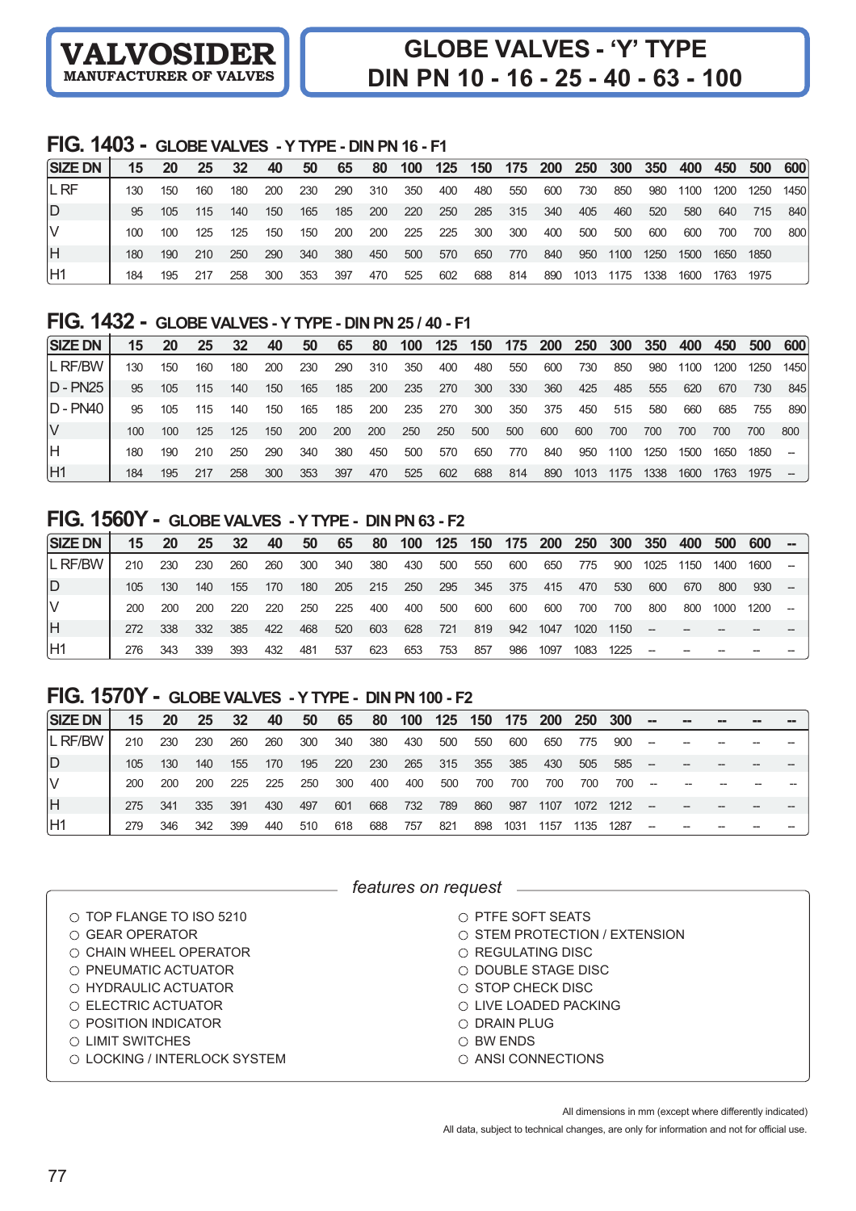# VALVOSIDER
MANUFACTURER OF VALVES

# GLOBE VALVES - 'Y' TYPE DIN PN 10 - 16 - 25 - 40 - 63 - 100

## FIG. 1403 - GLOBE VALVES - Y TYPE - DIN PN 16 - F1

| SIZE DN | 15 | 20 | 25 | 32 | 40 | 50 | 65 | 80 | 100 | 125 | 150 | 175 | 200 | 250 | 300 | 350 | 400 | 450 | 500 | 600 |
|---|---|---|---|---|---|---|---|---|---|---|---|---|---|---|---|---|---|---|---|---|
| L RF | 130 | 150 | 160 | 180 | 200 | 230 | 290 | 310 | 350 | 400 | 480 | 550 | 600 | 730 | 850 | 980 | 1100 | 1200 | 1250 | 1450 |
| D | 95 | 105 | 115 | 140 | 150 | 165 | 185 | 200 | 220 | 250 | 285 | 315 | 340 | 405 | 460 | 520 | 580 | 640 | 715 | 840 |
| V | 100 | 100 | 125 | 125 | 150 | 150 | 200 | 200 | 225 | 225 | 300 | 300 | 400 | 500 | 500 | 600 | 600 | 700 | 700 | 800 |
| H | 180 | 190 | 210 | 250 | 290 | 340 | 380 | 450 | 500 | 570 | 650 | 770 | 840 | 950 | 1100 | 1250 | 1500 | 1650 | 1850 | |
| H1 | 184 | 195 | 217 | 258 | 300 | 353 | 397 | 470 | 525 | 602 | 688 | 814 | 890 | 1013 | 1175 | 1338 | 1600 | 1763 | 1975 | |

## FIG. 1432 - GLOBE VALVES - Y TYPE - DIN PN 25 / 40 - F1

| SIZE DN | 15 | 20 | 25 | 32 | 40 | 50 | 65 | 80 | 100 | 125 | 150 | 175 | 200 | 250 | 300 | 350 | 400 | 450 | 500 | 600 |
|---|---|---|---|---|---|---|---|---|---|---|---|---|---|---|---|---|---|---|---|---|
| L RF/BW | 130 | 150 | 160 | 180 | 200 | 230 | 290 | 310 | 350 | 400 | 480 | 550 | 600 | 730 | 850 | 980 | 1100 | 1200 | 1250 | 1450 |
| D - PN25 | 95 | 105 | 115 | 140 | 150 | 165 | 185 | 200 | 235 | 270 | 300 | 330 | 360 | 425 | 485 | 555 | 620 | 670 | 730 | 845 |
| D - PN40 | 95 | 105 | 115 | 140 | 150 | 165 | 185 | 200 | 235 | 270 | 300 | 350 | 375 | 450 | 515 | 580 | 660 | 685 | 755 | 890 |
| V | 100 | 100 | 125 | 125 | 150 | 200 | 200 | 200 | 250 | 250 | 500 | 500 | 600 | 600 | 700 | 700 | 700 | 700 | 700 | 800 |
| H | 180 | 190 | 210 | 250 | 290 | 340 | 380 | 450 | 500 | 570 | 650 | 770 | 840 | 950 | 1100 | 1250 | 1500 | 1650 | 1850 | – |
| H1 | 184 | 195 | 217 | 258 | 300 | 353 | 397 | 470 | 525 | 602 | 688 | 814 | 890 | 1013 | 1175 | 1338 | 1600 | 1763 | 1975 | – |

## FIG. 1560Y - GLOBE VALVES - Y TYPE - DIN PN 63 - F2

| SIZE DN | 15 | 20 | 25 | 32 | 40 | 50 | 65 | 80 | 100 | 125 | 150 | 175 | 200 | 250 | 300 | 350 | 400 | 500 | 600 | -- |
|---|---|---|---|---|---|---|---|---|---|---|---|---|---|---|---|---|---|---|---|---|
| L RF/BW | 210 | 230 | 230 | 260 | 260 | 300 | 340 | 380 | 430 | 500 | 550 | 600 | 650 | 775 | 900 | 1025 | 1150 | 1400 | 1600 | – |
| D | 105 | 130 | 140 | 155 | 170 | 180 | 205 | 215 | 250 | 295 | 345 | 375 | 415 | 470 | 530 | 600 | 670 | 800 | 930 | – |
| V | 200 | 200 | 200 | 220 | 220 | 250 | 225 | 400 | 400 | 500 | 600 | 600 | 600 | 700 | 700 | 800 | 800 | 1000 | 1200 | -- |
| H | 272 | 338 | 332 | 385 | 422 | 468 | 520 | 603 | 628 | 721 | 819 | 942 | 1047 | 1020 | 1150 | – | – | – | – | – |
| H1 | 276 | 343 | 339 | 393 | 432 | 481 | 537 | 623 | 653 | 753 | 857 | 986 | 1097 | 1083 | 1225 | – | – | – | – | – |

## FIG. 1570Y - GLOBE VALVES - Y TYPE - DIN PN 100 - F2

| SIZE DN | 15 | 20 | 25 | 32 | 40 | 50 | 65 | 80 | 100 | 125 | 150 | 175 | 200 | 250 | 300 | -- | -- | -- | -- | -- |
|---|---|---|---|---|---|---|---|---|---|---|---|---|---|---|---|---|---|---|---|---|
| L RF/BW | 210 | 230 | 230 | 260 | 260 | 300 | 340 | 380 | 430 | 500 | 550 | 600 | 650 | 775 | 900 | – | – | – | – | – |
| D | 105 | 130 | 140 | 155 | 170 | 195 | 220 | 230 | 265 | 315 | 355 | 385 | 430 | 505 | 585 | – | – | – | – | – |
| V | 200 | 200 | 200 | 225 | 225 | 250 | 300 | 400 | 400 | 500 | 700 | 700 | 700 | 700 | 700 | -- | -- | -- | -- | -- |
| H | 275 | 341 | 335 | 391 | 430 | 497 | 601 | 668 | 732 | 789 | 860 | 987 | 1107 | 1072 | 1212 | – | – | – | – | – |
| H1 | 279 | 346 | 342 | 399 | 440 | 510 | 618 | 688 | 757 | 821 | 898 | 1031 | 1157 | 1135 | 1287 | – | – | – | – | – |

*features on request*

- TOP FLANGE TO ISO 5210
- GEAR OPERATOR
- CHAIN WHEEL OPERATOR
- PNEUMATIC ACTUATOR
- HYDRAULIC ACTUATOR
- ELECTRIC ACTUATOR
- POSITION INDICATOR
- LIMIT SWITCHES
- LOCKING / INTERLOCK SYSTEM
- PTFE SOFT SEATS
- STEM PROTECTION / EXTENSION
- REGULATING DISC
- DOUBLE STAGE DISC
- STOP CHECK DISC
- LIVE LOADED PACKING
- DRAIN PLUG
- BW ENDS
- ANSI CONNECTIONS

All dimensions in mm (except where differently indicated)

All data, subject to technical changes, are only for information and not for official use.